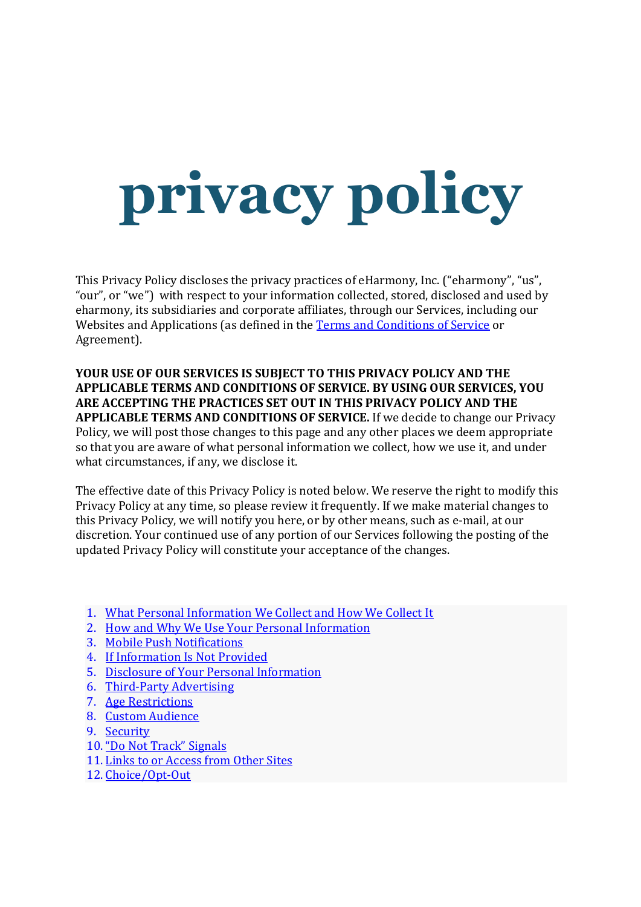# privacy policy

This Privacy Policy discloses the privacy practices of eHarmony, Inc. ("eharmony", "us", "our", or "we") with respect to your information collected, stored, disclosed and used by eharmony, its subsidiaries and corporate affiliates, through our Services, including our Websites and Applications (as defined in the Terms and Conditions of Service or Agreement).

**YOUR USE OF OUR SERVICES IS SUBJECT TO THIS PRIVACY POLICY AND THE APPLICABLE TERMS AND CONDITIONS OF SERVICE. BY USING OUR SERVICES, YOU ARE ACCEPTING THE PRACTICES SET OUT IN THIS PRIVACY POLICY AND THE APPLICABLE TERMS AND CONDITIONS OF SERVICE.** If we decide to change our Privacy Policy, we will post those changes to this page and any other places we deem appropriate so that you are aware of what personal information we collect, how we use it, and under what circumstances, if any, we disclose it.

The effective date of this Privacy Policy is noted below. We reserve the right to modify this Privacy Policy at any time, so please review it frequently. If we make material changes to this Privacy Policy, we will notify you here, or by other means, such as e-mail, at our discretion. Your continued use of any portion of our Services following the posting of the updated Privacy Policy will constitute your acceptance of the changes.

1. What Personal Information We Collect and How We Collect It
2. How and Why We Use Your Personal Information
3. Mobile Push Notifications
4. If Information Is Not Provided
5. Disclosure of Your Personal Information
6. Third-Party Advertising
7. Age Restrictions
8. Custom Audience
9. Security
10. "Do Not Track" Signals
11. Links to or Access from Other Sites
12. Choice/Opt-Out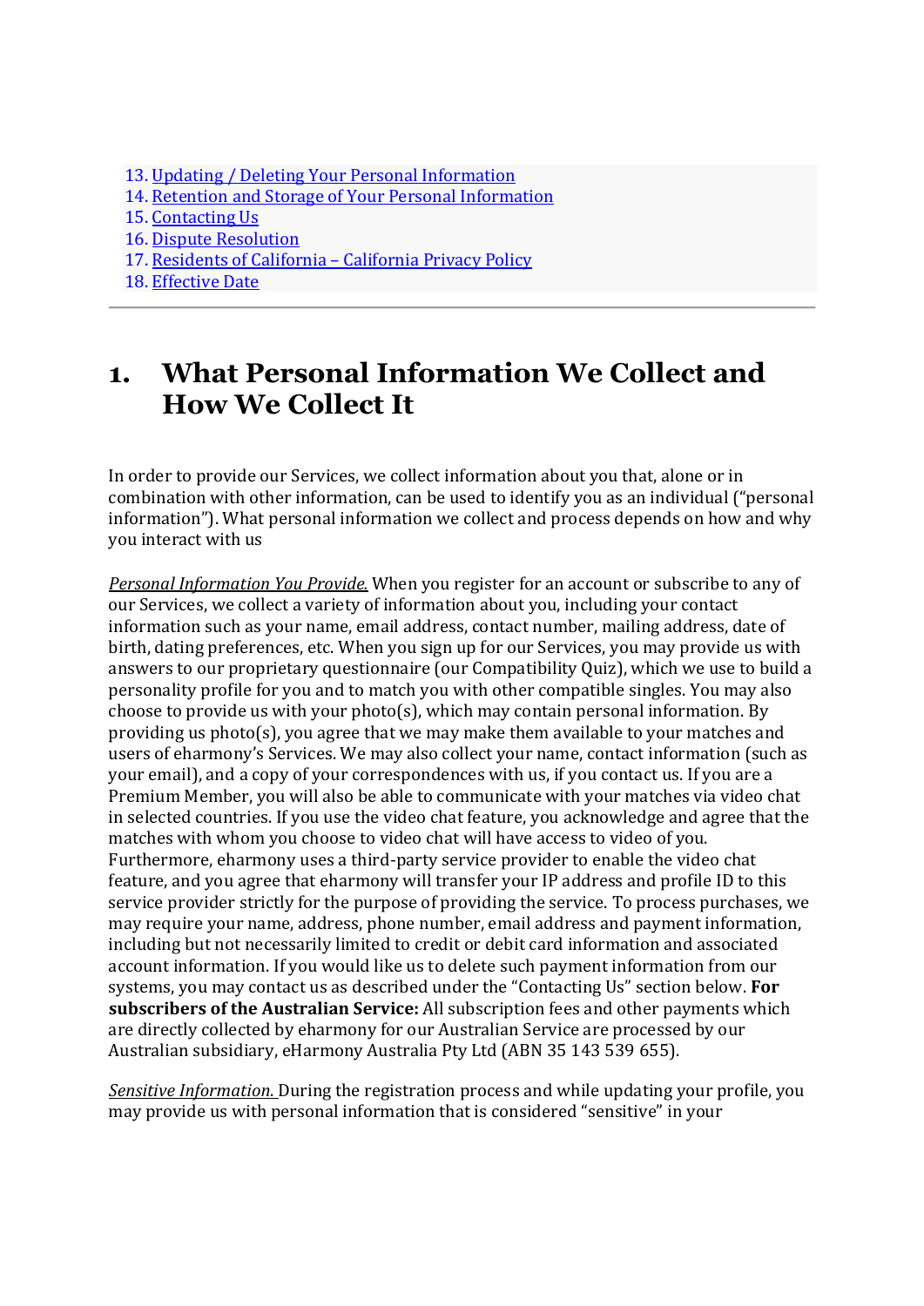13. [Updating / Deleting Your Personal Information]
14. [Retention and Storage of Your Personal Information]
15. [Contacting Us]
16. [Dispute Resolution]
17. [Residents of California – California Privacy Policy]
18. [Effective Date]

---

# 1. What Personal Information We Collect and How We Collect It

In order to provide our Services, we collect information about you that, alone or in combination with other information, can be used to identify you as an individual ("personal information"). What personal information we collect and process depends on how and why you interact with us

*Personal Information You Provide.* When you register for an account or subscribe to any of our Services, we collect a variety of information about you, including your contact information such as your name, email address, contact number, mailing address, date of birth, dating preferences, etc. When you sign up for our Services, you may provide us with answers to our proprietary questionnaire (our Compatibility Quiz), which we use to build a personality profile for you and to match you with other compatible singles. You may also choose to provide us with your photo(s), which may contain personal information. By providing us photo(s), you agree that we may make them available to your matches and users of eharmony's Services. We may also collect your name, contact information (such as your email), and a copy of your correspondences with us, if you contact us. If you are a Premium Member, you will also be able to communicate with your matches via video chat in selected countries. If you use the video chat feature, you acknowledge and agree that the matches with whom you choose to video chat will have access to video of you. Furthermore, eharmony uses a third-party service provider to enable the video chat feature, and you agree that eharmony will transfer your IP address and profile ID to this service provider strictly for the purpose of providing the service. To process purchases, we may require your name, address, phone number, email address and payment information, including but not necessarily limited to credit or debit card information and associated account information. If you would like us to delete such payment information from our systems, you may contact us as described under the "Contacting Us" section below. **For subscribers of the Australian Service:** All subscription fees and other payments which are directly collected by eharmony for our Australian Service are processed by our Australian subsidiary, eHarmony Australia Pty Ltd (ABN 35 143 539 655).

*Sensitive Information.* During the registration process and while updating your profile, you may provide us with personal information that is considered "sensitive" in your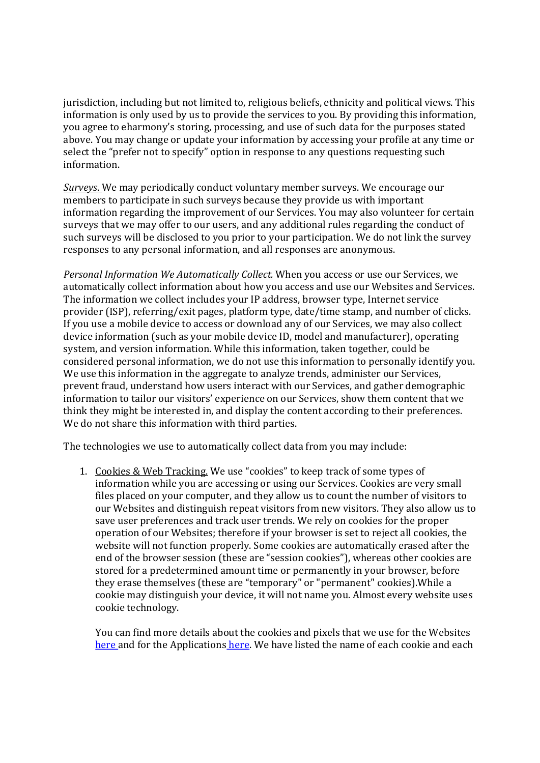jurisdiction, including but not limited to, religious beliefs, ethnicity and political views. This information is only used by us to provide the services to you. By providing this information, you agree to eharmony's storing, processing, and use of such data for the purposes stated above. You may change or update your information by accessing your profile at any time or select the "prefer not to specify" option in response to any questions requesting such information.

*Surveys.* We may periodically conduct voluntary member surveys. We encourage our members to participate in such surveys because they provide us with important information regarding the improvement of our Services. You may also volunteer for certain surveys that we may offer to our users, and any additional rules regarding the conduct of such surveys will be disclosed to you prior to your participation. We do not link the survey responses to any personal information, and all responses are anonymous.

*Personal Information We Automatically Collect.* When you access or use our Services, we automatically collect information about how you access and use our Websites and Services. The information we collect includes your IP address, browser type, Internet service provider (ISP), referring/exit pages, platform type, date/time stamp, and number of clicks. If you use a mobile device to access or download any of our Services, we may also collect device information (such as your mobile device ID, model and manufacturer), operating system, and version information. While this information, taken together, could be considered personal information, we do not use this information to personally identify you. We use this information in the aggregate to analyze trends, administer our Services, prevent fraud, understand how users interact with our Services, and gather demographic information to tailor our visitors' experience on our Services, show them content that we think they might be interested in, and display the content according to their preferences. We do not share this information with third parties.

The technologies we use to automatically collect data from you may include:

1. Cookies & Web Tracking. We use "cookies" to keep track of some types of information while you are accessing or using our Services. Cookies are very small files placed on your computer, and they allow us to count the number of visitors to our Websites and distinguish repeat visitors from new visitors. They also allow us to save user preferences and track user trends. We rely on cookies for the proper operation of our Websites; therefore if your browser is set to reject all cookies, the website will not function properly. Some cookies are automatically erased after the end of the browser session (these are "session cookies"), whereas other cookies are stored for a predetermined amount time or permanently in your browser, before they erase themselves (these are "temporary" or "permanent" cookies).While a cookie may distinguish your device, it will not name you. Almost every website uses cookie technology.

   You can find more details about the cookies and pixels that we use for the Websites here and for the Applications here. We have listed the name of each cookie and each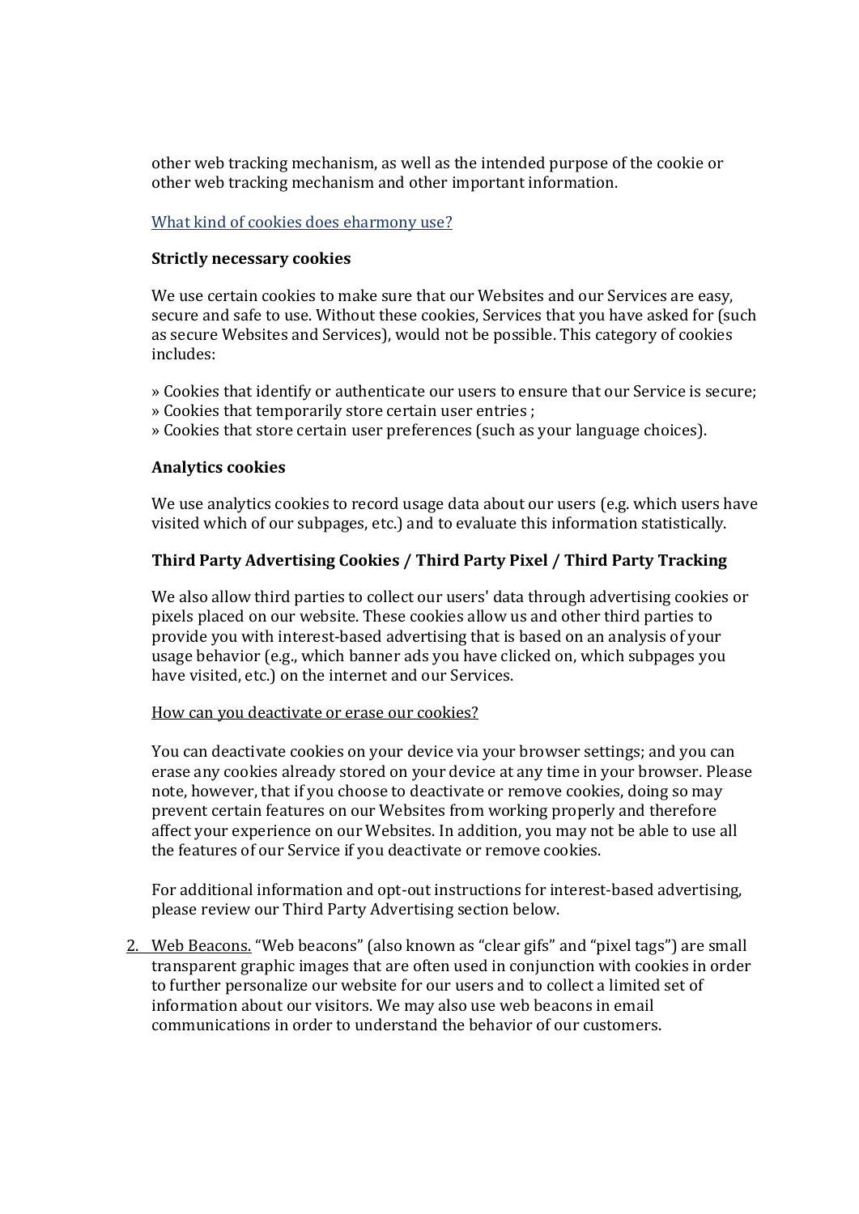other web tracking mechanism, as well as the intended purpose of the cookie or other web tracking mechanism and other important information.

What kind of cookies does eharmony use?

**Strictly necessary cookies**

We use certain cookies to make sure that our Websites and our Services are easy, secure and safe to use. Without these cookies, Services that you have asked for (such as secure Websites and Services), would not be possible. This category of cookies includes:

» Cookies that identify or authenticate our users to ensure that our Service is secure;
» Cookies that temporarily store certain user entries ;
» Cookies that store certain user preferences (such as your language choices).

**Analytics cookies**

We use analytics cookies to record usage data about our users (e.g. which users have visited which of our subpages, etc.) and to evaluate this information statistically.

**Third Party Advertising Cookies / Third Party Pixel / Third Party Tracking**

We also allow third parties to collect our users' data through advertising cookies or pixels placed on our website. These cookies allow us and other third parties to provide you with interest-based advertising that is based on an analysis of your usage behavior (e.g., which banner ads you have clicked on, which subpages you have visited, etc.) on the internet and our Services.

How can you deactivate or erase our cookies?

You can deactivate cookies on your device via your browser settings; and you can erase any cookies already stored on your device at any time in your browser. Please note, however, that if you choose to deactivate or remove cookies, doing so may prevent certain features on our Websites from working properly and therefore affect your experience on our Websites. In addition, you may not be able to use all the features of our Service if you deactivate or remove cookies.

For additional information and opt-out instructions for interest-based advertising, please review our Third Party Advertising section below.

2. Web Beacons. "Web beacons" (also known as "clear gifs" and "pixel tags") are small transparent graphic images that are often used in conjunction with cookies in order to further personalize our website for our users and to collect a limited set of information about our visitors. We may also use web beacons in email communications in order to understand the behavior of our customers.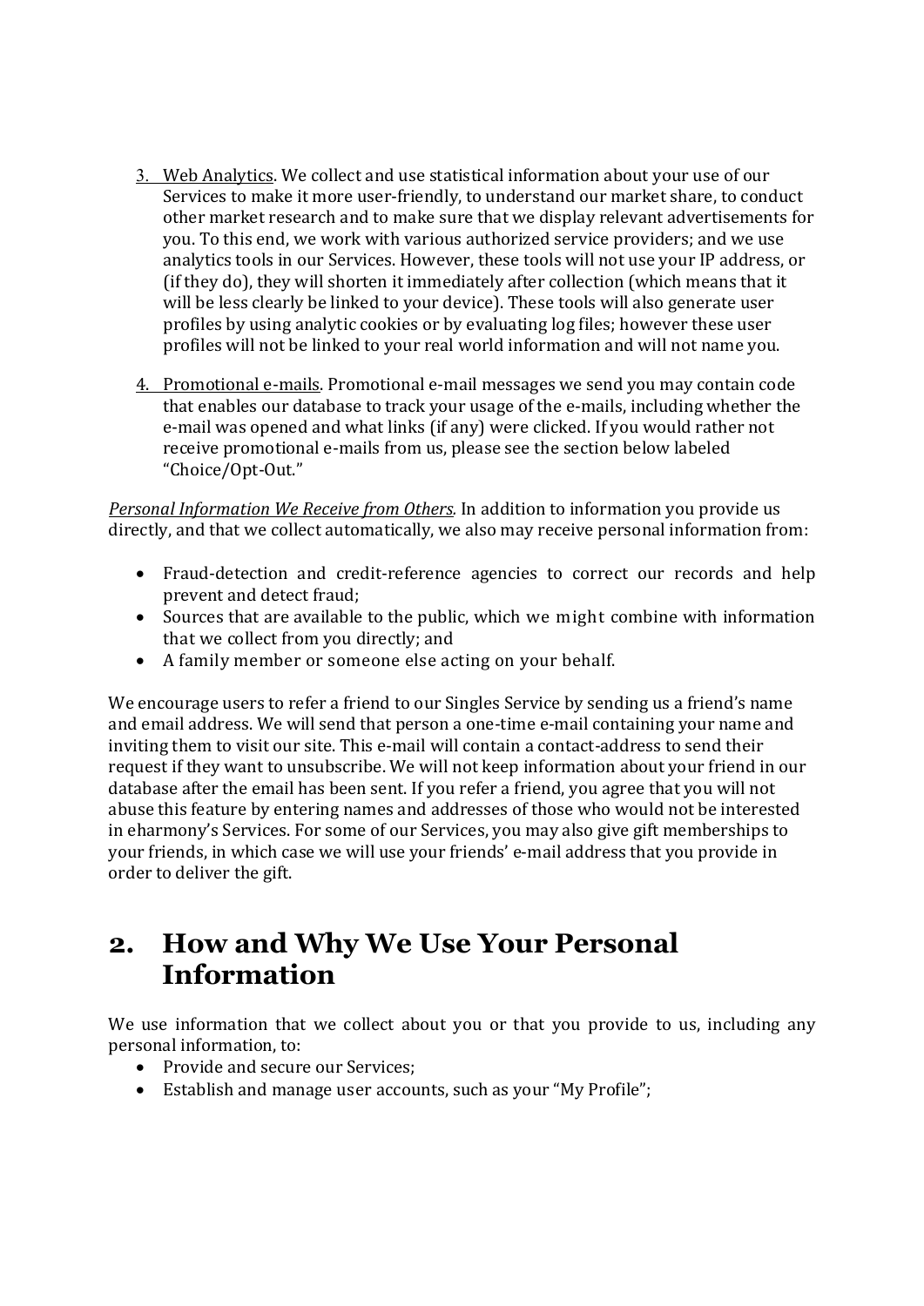3. Web Analytics. We collect and use statistical information about your use of our Services to make it more user-friendly, to understand our market share, to conduct other market research and to make sure that we display relevant advertisements for you. To this end, we work with various authorized service providers; and we use analytics tools in our Services. However, these tools will not use your IP address, or (if they do), they will shorten it immediately after collection (which means that it will be less clearly be linked to your device). These tools will also generate user profiles by using analytic cookies or by evaluating log files; however these user profiles will not be linked to your real world information and will not name you.

4. Promotional e-mails. Promotional e-mail messages we send you may contain code that enables our database to track your usage of the e-mails, including whether the e-mail was opened and what links (if any) were clicked. If you would rather not receive promotional e-mails from us, please see the section below labeled "Choice/Opt-Out."

*Personal Information We Receive from Others.* In addition to information you provide us directly, and that we collect automatically, we also may receive personal information from:

- Fraud-detection and credit-reference agencies to correct our records and help prevent and detect fraud;
- Sources that are available to the public, which we might combine with information that we collect from you directly; and
- A family member or someone else acting on your behalf.

We encourage users to refer a friend to our Singles Service by sending us a friend's name and email address. We will send that person a one-time e-mail containing your name and inviting them to visit our site. This e-mail will contain a contact-address to send their request if they want to unsubscribe. We will not keep information about your friend in our database after the email has been sent. If you refer a friend, you agree that you will not abuse this feature by entering names and addresses of those who would not be interested in eharmony's Services. For some of our Services, you may also give gift memberships to your friends, in which case we will use your friends' e-mail address that you provide in order to deliver the gift.

# 2. How and Why We Use Your Personal Information

We use information that we collect about you or that you provide to us, including any personal information, to:

- Provide and secure our Services;
- Establish and manage user accounts, such as your "My Profile";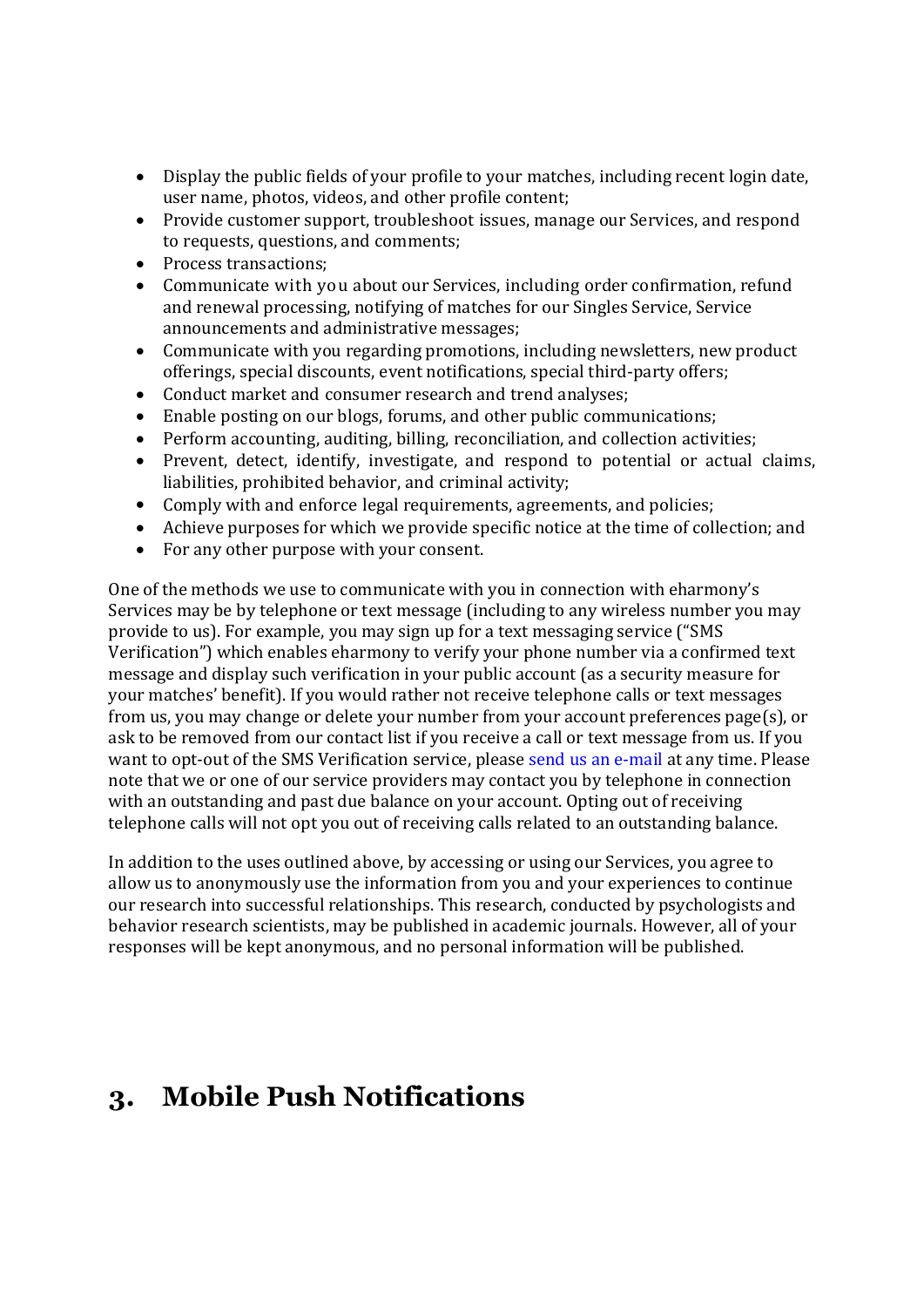- Display the public fields of your profile to your matches, including recent login date, user name, photos, videos, and other profile content;
- Provide customer support, troubleshoot issues, manage our Services, and respond to requests, questions, and comments;
- Process transactions;
- Communicate with you about our Services, including order confirmation, refund and renewal processing, notifying of matches for our Singles Service, Service announcements and administrative messages;
- Communicate with you regarding promotions, including newsletters, new product offerings, special discounts, event notifications, special third-party offers;
- Conduct market and consumer research and trend analyses;
- Enable posting on our blogs, forums, and other public communications;
- Perform accounting, auditing, billing, reconciliation, and collection activities;
- Prevent, detect, identify, investigate, and respond to potential or actual claims, liabilities, prohibited behavior, and criminal activity;
- Comply with and enforce legal requirements, agreements, and policies;
- Achieve purposes for which we provide specific notice at the time of collection; and
- For any other purpose with your consent.

One of the methods we use to communicate with you in connection with eharmony's Services may be by telephone or text message (including to any wireless number you may provide to us). For example, you may sign up for a text messaging service ("SMS Verification") which enables eharmony to verify your phone number via a confirmed text message and display such verification in your public account (as a security measure for your matches' benefit). If you would rather not receive telephone calls or text messages from us, you may change or delete your number from your account preferences page(s), or ask to be removed from our contact list if you receive a call or text message from us. If you want to opt-out of the SMS Verification service, please send us an e-mail at any time. Please note that we or one of our service providers may contact you by telephone in connection with an outstanding and past due balance on your account. Opting out of receiving telephone calls will not opt you out of receiving calls related to an outstanding balance.

In addition to the uses outlined above, by accessing or using our Services, you agree to allow us to anonymously use the information from you and your experiences to continue our research into successful relationships. This research, conducted by psychologists and behavior research scientists, may be published in academic journals. However, all of your responses will be kept anonymous, and no personal information will be published.

# 3. Mobile Push Notifications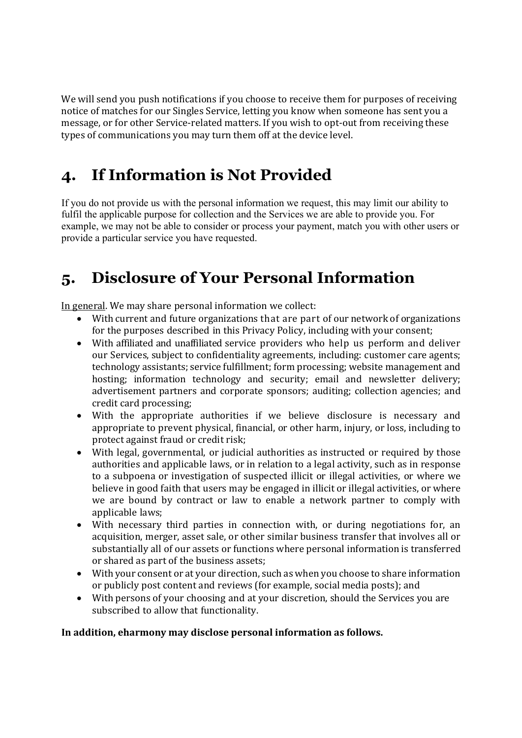We will send you push notifications if you choose to receive them for purposes of receiving notice of matches for our Singles Service, letting you know when someone has sent you a message, or for other Service-related matters. If you wish to opt-out from receiving these types of communications you may turn them off at the device level.

## 4. If Information is Not Provided

If you do not provide us with the personal information we request, this may limit our ability to fulfil the applicable purpose for collection and the Services we are able to provide you. For example, we may not be able to consider or process your payment, match you with other users or provide a particular service you have requested.

## 5. Disclosure of Your Personal Information

<u>In general</u>. We may share personal information we collect:

- With current and future organizations that are part of our network of organizations for the purposes described in this Privacy Policy, including with your consent;
- With affiliated and unaffiliated service providers who help us perform and deliver our Services, subject to confidentiality agreements, including: customer care agents; technology assistants; service fulfillment; form processing; website management and hosting; information technology and security; email and newsletter delivery; advertisement partners and corporate sponsors; auditing; collection agencies; and credit card processing;
- With the appropriate authorities if we believe disclosure is necessary and appropriate to prevent physical, financial, or other harm, injury, or loss, including to protect against fraud or credit risk;
- With legal, governmental, or judicial authorities as instructed or required by those authorities and applicable laws, or in relation to a legal activity, such as in response to a subpoena or investigation of suspected illicit or illegal activities, or where we believe in good faith that users may be engaged in illicit or illegal activities, or where we are bound by contract or law to enable a network partner to comply with applicable laws;
- With necessary third parties in connection with, or during negotiations for, an acquisition, merger, asset sale, or other similar business transfer that involves all or substantially all of our assets or functions where personal information is transferred or shared as part of the business assets;
- With your consent or at your direction, such as when you choose to share information or publicly post content and reviews (for example, social media posts); and
- With persons of your choosing and at your discretion, should the Services you are subscribed to allow that functionality.

**In addition, eharmony may disclose personal information as follows.**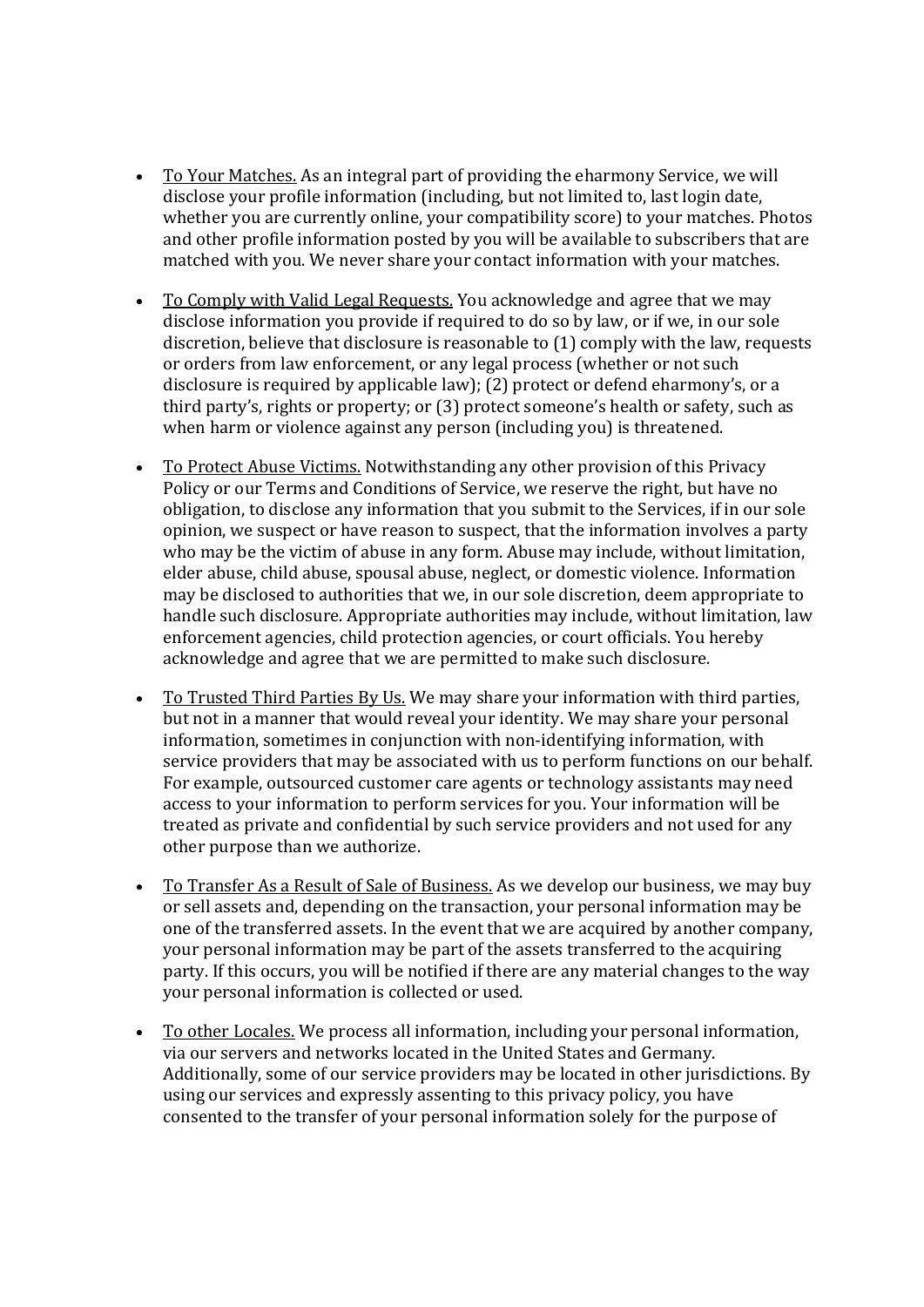- To Your Matches. As an integral part of providing the eharmony Service, we will disclose your profile information (including, but not limited to, last login date, whether you are currently online, your compatibility score) to your matches. Photos and other profile information posted by you will be available to subscribers that are matched with you. We never share your contact information with your matches.

- To Comply with Valid Legal Requests. You acknowledge and agree that we may disclose information you provide if required to do so by law, or if we, in our sole discretion, believe that disclosure is reasonable to (1) comply with the law, requests or orders from law enforcement, or any legal process (whether or not such disclosure is required by applicable law); (2) protect or defend eharmony's, or a third party's, rights or property; or (3) protect someone's health or safety, such as when harm or violence against any person (including you) is threatened.

- To Protect Abuse Victims. Notwithstanding any other provision of this Privacy Policy or our Terms and Conditions of Service, we reserve the right, but have no obligation, to disclose any information that you submit to the Services, if in our sole opinion, we suspect or have reason to suspect, that the information involves a party who may be the victim of abuse in any form. Abuse may include, without limitation, elder abuse, child abuse, spousal abuse, neglect, or domestic violence. Information may be disclosed to authorities that we, in our sole discretion, deem appropriate to handle such disclosure. Appropriate authorities may include, without limitation, law enforcement agencies, child protection agencies, or court officials. You hereby acknowledge and agree that we are permitted to make such disclosure.

- To Trusted Third Parties By Us. We may share your information with third parties, but not in a manner that would reveal your identity. We may share your personal information, sometimes in conjunction with non-identifying information, with service providers that may be associated with us to perform functions on our behalf. For example, outsourced customer care agents or technology assistants may need access to your information to perform services for you. Your information will be treated as private and confidential by such service providers and not used for any other purpose than we authorize.

- To Transfer As a Result of Sale of Business. As we develop our business, we may buy or sell assets and, depending on the transaction, your personal information may be one of the transferred assets. In the event that we are acquired by another company, your personal information may be part of the assets transferred to the acquiring party. If this occurs, you will be notified if there are any material changes to the way your personal information is collected or used.

- To other Locales. We process all information, including your personal information, via our servers and networks located in the United States and Germany. Additionally, some of our service providers may be located in other jurisdictions. By using our services and expressly assenting to this privacy policy, you have consented to the transfer of your personal information solely for the purpose of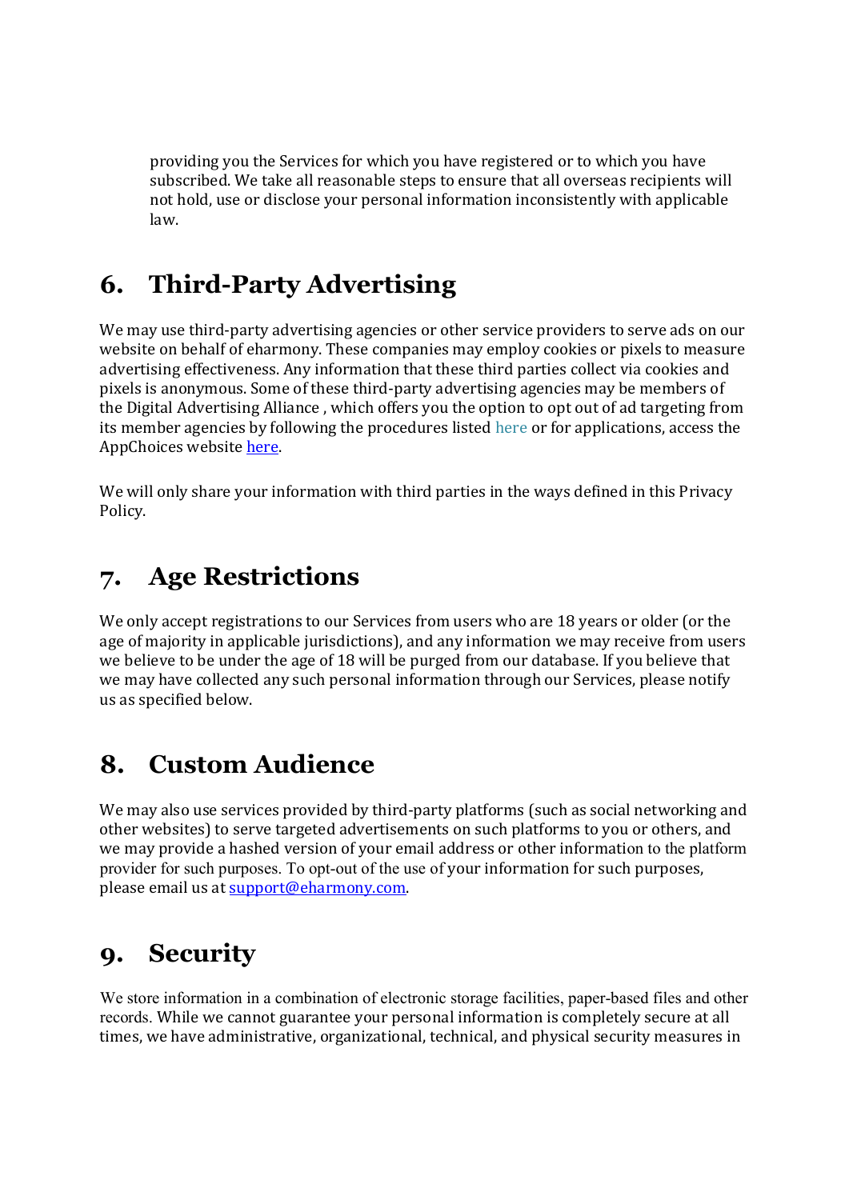providing you the Services for which you have registered or to which you have subscribed. We take all reasonable steps to ensure that all overseas recipients will not hold, use or disclose your personal information inconsistently with applicable law.

## 6. Third-Party Advertising

We may use third-party advertising agencies or other service providers to serve ads on our website on behalf of eharmony. These companies may employ cookies or pixels to measure advertising effectiveness. Any information that these third parties collect via cookies and pixels is anonymous. Some of these third-party advertising agencies may be members of the Digital Advertising Alliance , which offers you the option to opt out of ad targeting from its member agencies by following the procedures listed here or for applications, access the AppChoices website here.

We will only share your information with third parties in the ways defined in this Privacy Policy.

## 7. Age Restrictions

We only accept registrations to our Services from users who are 18 years or older (or the age of majority in applicable jurisdictions), and any information we may receive from users we believe to be under the age of 18 will be purged from our database. If you believe that we may have collected any such personal information through our Services, please notify us as specified below.

## 8. Custom Audience

We may also use services provided by third-party platforms (such as social networking and other websites) to serve targeted advertisements on such platforms to you or others, and we may provide a hashed version of your email address or other information to the platform provider for such purposes. To opt-out of the use of your information for such purposes, please email us at support@eharmony.com.

## 9. Security

We store information in a combination of electronic storage facilities, paper-based files and other records. While we cannot guarantee your personal information is completely secure at all times, we have administrative, organizational, technical, and physical security measures in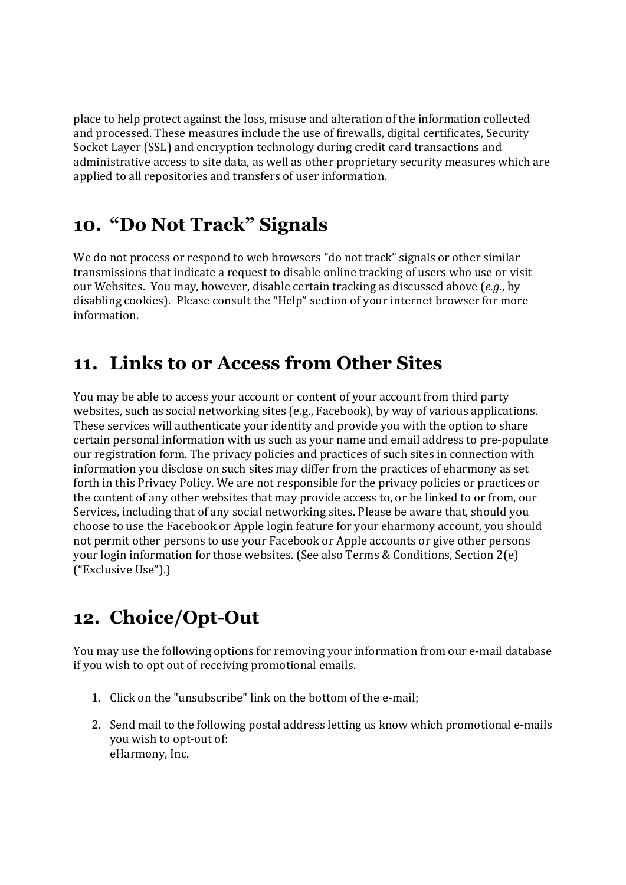place to help protect against the loss, misuse and alteration of the information collected and processed. These measures include the use of firewalls, digital certificates, Security Socket Layer (SSL) and encryption technology during credit card transactions and administrative access to site data, as well as other proprietary security measures which are applied to all repositories and transfers of user information.

## 10. "Do Not Track" Signals

We do not process or respond to web browsers "do not track" signals or other similar transmissions that indicate a request to disable online tracking of users who use or visit our Websites. You may, however, disable certain tracking as discussed above (*e.g.*, by disabling cookies). Please consult the "Help" section of your internet browser for more information.

## 11. Links to or Access from Other Sites

You may be able to access your account or content of your account from third party websites, such as social networking sites (e.g., Facebook), by way of various applications. These services will authenticate your identity and provide you with the option to share certain personal information with us such as your name and email address to pre-populate our registration form. The privacy policies and practices of such sites in connection with information you disclose on such sites may differ from the practices of eharmony as set forth in this Privacy Policy. We are not responsible for the privacy policies or practices or the content of any other websites that may provide access to, or be linked to or from, our Services, including that of any social networking sites. Please be aware that, should you choose to use the Facebook or Apple login feature for your eharmony account, you should not permit other persons to use your Facebook or Apple accounts or give other persons your login information for those websites. (See also Terms & Conditions, Section 2(e) ("Exclusive Use").)

## 12. Choice/Opt-Out

You may use the following options for removing your information from our e-mail database if you wish to opt out of receiving promotional emails.

1. Click on the "unsubscribe" link on the bottom of the e-mail;
2. Send mail to the following postal address letting us know which promotional e-mails you wish to opt-out of:
   eHarmony, Inc.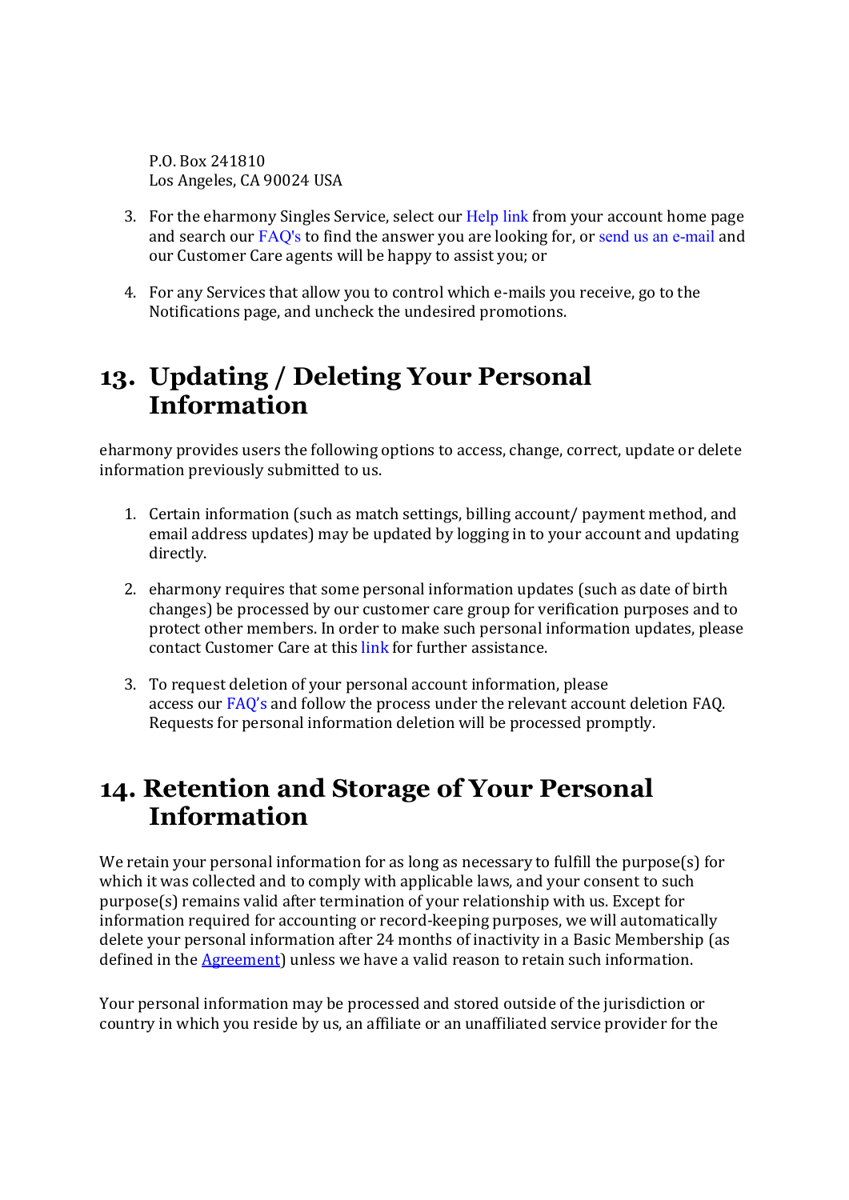P.O. Box 241810
Los Angeles, CA 90024 USA

3. For the eharmony Singles Service, select our Help link from your account home page and search our FAQ's to find the answer you are looking for, or send us an e-mail and our Customer Care agents will be happy to assist you; or

4. For any Services that allow you to control which e-mails you receive, go to the Notifications page, and uncheck the undesired promotions.

## 13. Updating / Deleting Your Personal Information

eharmony provides users the following options to access, change, correct, update or delete information previously submitted to us.

1. Certain information (such as match settings, billing account/ payment method, and email address updates) may be updated by logging in to your account and updating directly.

2. eharmony requires that some personal information updates (such as date of birth changes) be processed by our customer care group for verification purposes and to protect other members. In order to make such personal information updates, please contact Customer Care at this link for further assistance.

3. To request deletion of your personal account information, please access our FAQ's and follow the process under the relevant account deletion FAQ. Requests for personal information deletion will be processed promptly.

## 14. Retention and Storage of Your Personal Information

We retain your personal information for as long as necessary to fulfill the purpose(s) for which it was collected and to comply with applicable laws, and your consent to such purpose(s) remains valid after termination of your relationship with us. Except for information required for accounting or record-keeping purposes, we will automatically delete your personal information after 24 months of inactivity in a Basic Membership (as defined in the Agreement) unless we have a valid reason to retain such information.

Your personal information may be processed and stored outside of the jurisdiction or country in which you reside by us, an affiliate or an unaffiliated service provider for the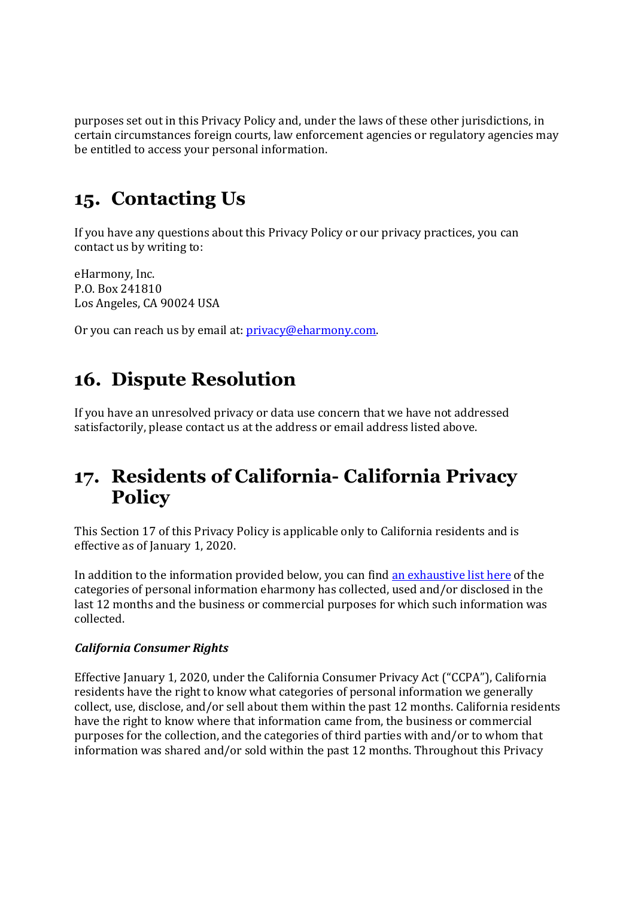purposes set out in this Privacy Policy and, under the laws of these other jurisdictions, in certain circumstances foreign courts, law enforcement agencies or regulatory agencies may be entitled to access your personal information.

# 15. Contacting Us

If you have any questions about this Privacy Policy or our privacy practices, you can contact us by writing to:

eHarmony, Inc.
P.O. Box 241810
Los Angeles, CA 90024 USA

Or you can reach us by email at: privacy@eharmony.com.

# 16. Dispute Resolution

If you have an unresolved privacy or data use concern that we have not addressed satisfactorily, please contact us at the address or email address listed above.

# 17. Residents of California- California Privacy Policy

This Section 17 of this Privacy Policy is applicable only to California residents and is effective as of January 1, 2020.

In addition to the information provided below, you can find an exhaustive list here of the categories of personal information eharmony has collected, used and/or disclosed in the last 12 months and the business or commercial purposes for which such information was collected.

***California Consumer Rights***

Effective January 1, 2020, under the California Consumer Privacy Act ("CCPA"), California residents have the right to know what categories of personal information we generally collect, use, disclose, and/or sell about them within the past 12 months. California residents have the right to know where that information came from, the business or commercial purposes for the collection, and the categories of third parties with and/or to whom that information was shared and/or sold within the past 12 months. Throughout this Privacy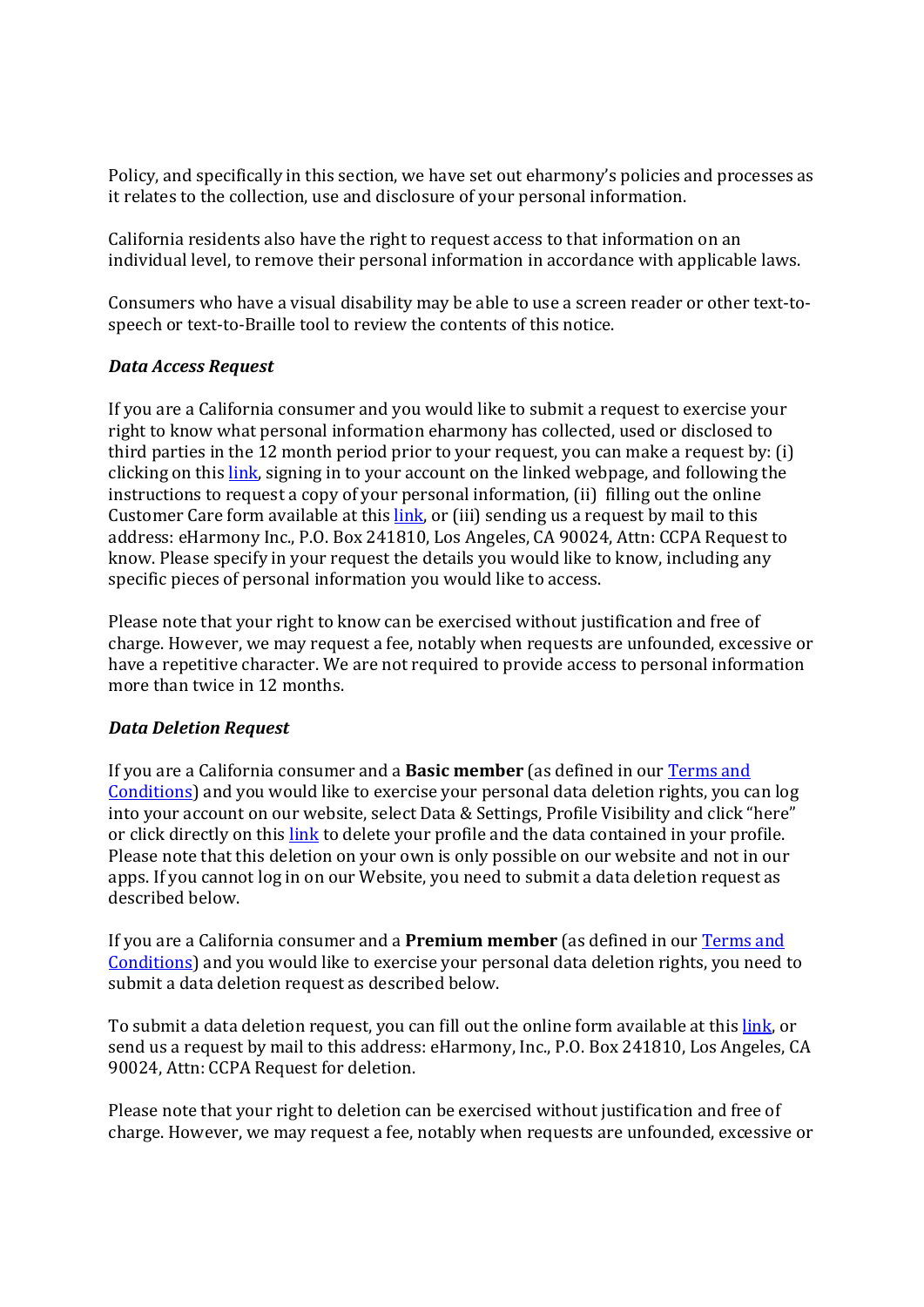Policy, and specifically in this section, we have set out eharmony's policies and processes as it relates to the collection, use and disclosure of your personal information.

California residents also have the right to request access to that information on an individual level, to remove their personal information in accordance with applicable laws.

Consumers who have a visual disability may be able to use a screen reader or other text-to-speech or text-to-Braille tool to review the contents of this notice.

***Data Access Request***

If you are a California consumer and you would like to submit a request to exercise your right to know what personal information eharmony has collected, used or disclosed to third parties in the 12 month period prior to your request, you can make a request by: (i) clicking on this link, signing in to your account on the linked webpage, and following the instructions to request a copy of your personal information, (ii) filling out the online Customer Care form available at this link, or (iii) sending us a request by mail to this address: eHarmony Inc., P.O. Box 241810, Los Angeles, CA 90024, Attn: CCPA Request to know. Please specify in your request the details you would like to know, including any specific pieces of personal information you would like to access.

Please note that your right to know can be exercised without justification and free of charge. However, we may request a fee, notably when requests are unfounded, excessive or have a repetitive character. We are not required to provide access to personal information more than twice in 12 months.

***Data Deletion Request***

If you are a California consumer and a **Basic member** (as defined in our Terms and Conditions) and you would like to exercise your personal data deletion rights, you can log into your account on our website, select Data & Settings, Profile Visibility and click "here" or click directly on this link to delete your profile and the data contained in your profile. Please note that this deletion on your own is only possible on our website and not in our apps. If you cannot log in on our Website, you need to submit a data deletion request as described below.

If you are a California consumer and a **Premium member** (as defined in our Terms and Conditions) and you would like to exercise your personal data deletion rights, you need to submit a data deletion request as described below.

To submit a data deletion request, you can fill out the online form available at this link, or send us a request by mail to this address: eHarmony, Inc., P.O. Box 241810, Los Angeles, CA 90024, Attn: CCPA Request for deletion.

Please note that your right to deletion can be exercised without justification and free of charge. However, we may request a fee, notably when requests are unfounded, excessive or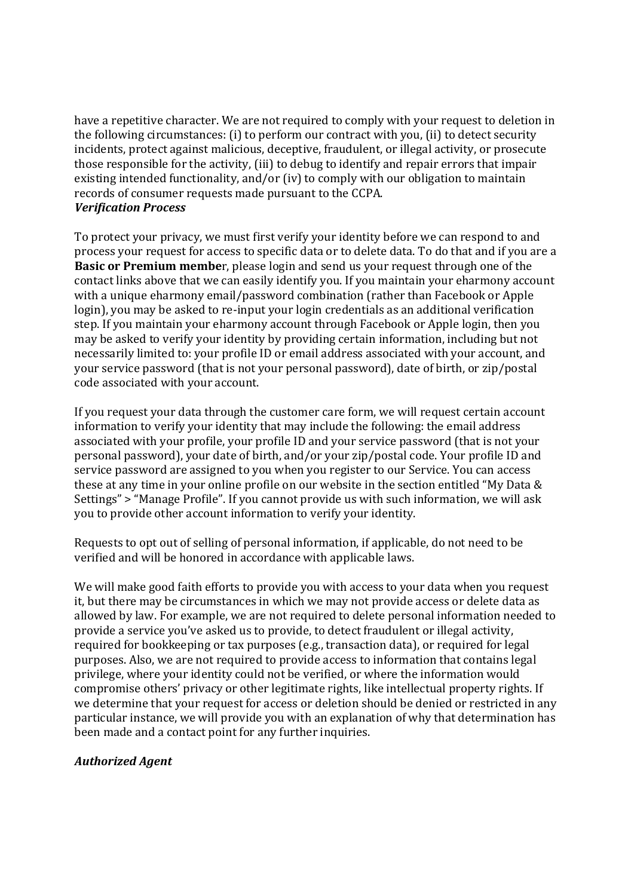have a repetitive character. We are not required to comply with your request to deletion in the following circumstances: (i) to perform our contract with you, (ii) to detect security incidents, protect against malicious, deceptive, fraudulent, or illegal activity, or prosecute those responsible for the activity, (iii) to debug to identify and repair errors that impair existing intended functionality, and/or (iv) to comply with our obligation to maintain records of consumer requests made pursuant to the CCPA.

***Verification Process***

To protect your privacy, we must first verify your identity before we can respond to and process your request for access to specific data or to delete data. To do that and if you are a **Basic or Premium membe**r, please login and send us your request through one of the contact links above that we can easily identify you. If you maintain your eharmony account with a unique eharmony email/password combination (rather than Facebook or Apple login), you may be asked to re-input your login credentials as an additional verification step. If you maintain your eharmony account through Facebook or Apple login, then you may be asked to verify your identity by providing certain information, including but not necessarily limited to: your profile ID or email address associated with your account, and your service password (that is not your personal password), date of birth, or zip/postal code associated with your account.

If you request your data through the customer care form, we will request certain account information to verify your identity that may include the following: the email address associated with your profile, your profile ID and your service password (that is not your personal password), your date of birth, and/or your zip/postal code. Your profile ID and service password are assigned to you when you register to our Service. You can access these at any time in your online profile on our website in the section entitled "My Data & Settings" > "Manage Profile". If you cannot provide us with such information, we will ask you to provide other account information to verify your identity.

Requests to opt out of selling of personal information, if applicable, do not need to be verified and will be honored in accordance with applicable laws.

We will make good faith efforts to provide you with access to your data when you request it, but there may be circumstances in which we may not provide access or delete data as allowed by law. For example, we are not required to delete personal information needed to provide a service you've asked us to provide, to detect fraudulent or illegal activity, required for bookkeeping or tax purposes (e.g., transaction data), or required for legal purposes. Also, we are not required to provide access to information that contains legal privilege, where your identity could not be verified, or where the information would compromise others' privacy or other legitimate rights, like intellectual property rights. If we determine that your request for access or deletion should be denied or restricted in any particular instance, we will provide you with an explanation of why that determination has been made and a contact point for any further inquiries.

***Authorized Agent***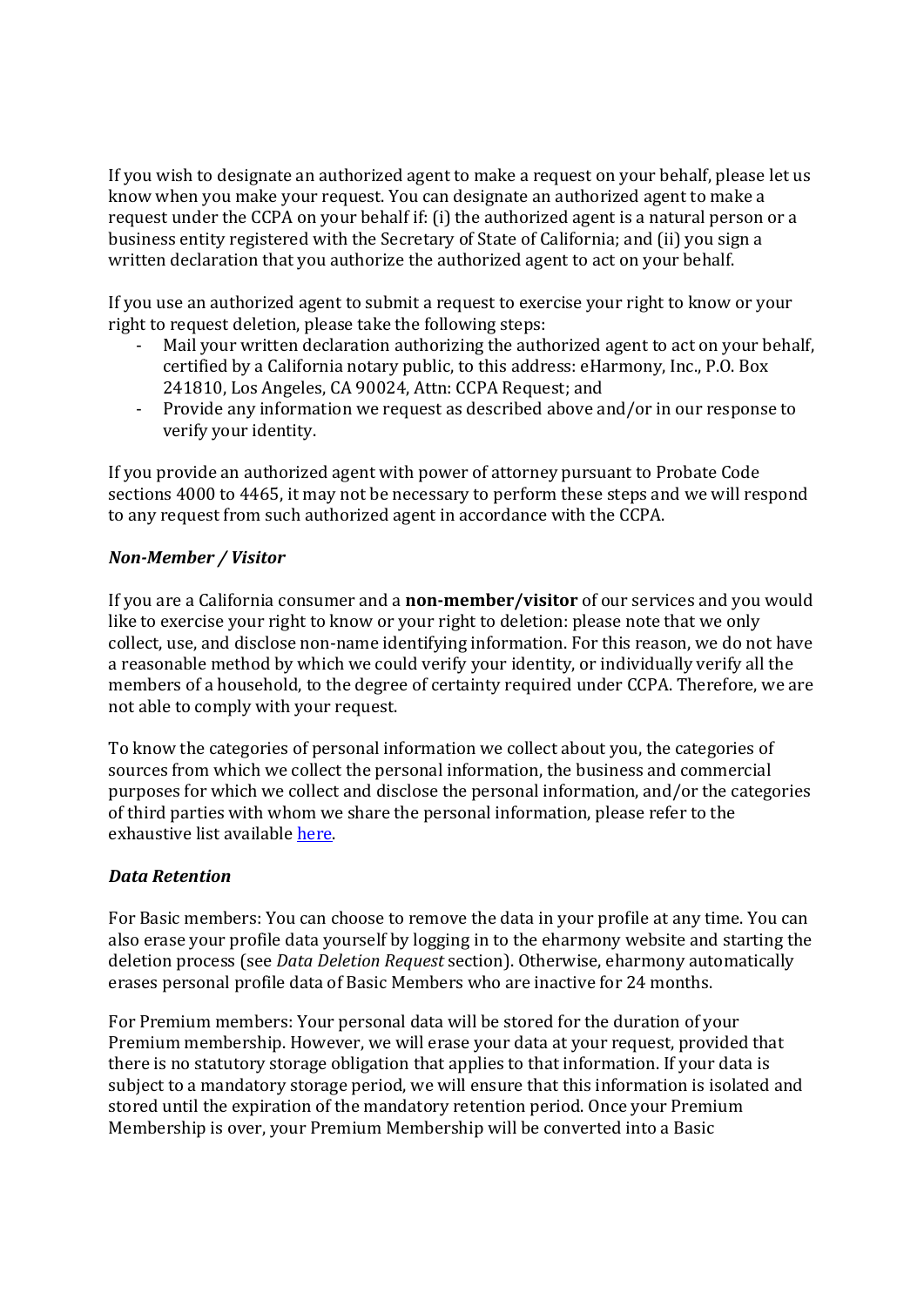If you wish to designate an authorized agent to make a request on your behalf, please let us know when you make your request. You can designate an authorized agent to make a request under the CCPA on your behalf if: (i) the authorized agent is a natural person or a business entity registered with the Secretary of State of California; and (ii) you sign a written declaration that you authorize the authorized agent to act on your behalf.

If you use an authorized agent to submit a request to exercise your right to know or your right to request deletion, please take the following steps:

- Mail your written declaration authorizing the authorized agent to act on your behalf, certified by a California notary public, to this address: eHarmony, Inc., P.O. Box 241810, Los Angeles, CA 90024, Attn: CCPA Request; and
- Provide any information we request as described above and/or in our response to verify your identity.

If you provide an authorized agent with power of attorney pursuant to Probate Code sections 4000 to 4465, it may not be necessary to perform these steps and we will respond to any request from such authorized agent in accordance with the CCPA.

***Non-Member / Visitor***

If you are a California consumer and a **non-member/visitor** of our services and you would like to exercise your right to know or your right to deletion: please note that we only collect, use, and disclose non-name identifying information. For this reason, we do not have a reasonable method by which we could verify your identity, or individually verify all the members of a household, to the degree of certainty required under CCPA. Therefore, we are not able to comply with your request.

To know the categories of personal information we collect about you, the categories of sources from which we collect the personal information, the business and commercial purposes for which we collect and disclose the personal information, and/or the categories of third parties with whom we share the personal information, please refer to the exhaustive list available [here](#).

***Data Retention***

For Basic members: You can choose to remove the data in your profile at any time. You can also erase your profile data yourself by logging in to the eharmony website and starting the deletion process (see *Data Deletion Request* section). Otherwise, eharmony automatically erases personal profile data of Basic Members who are inactive for 24 months.

For Premium members: Your personal data will be stored for the duration of your Premium membership. However, we will erase your data at your request, provided that there is no statutory storage obligation that applies to that information. If your data is subject to a mandatory storage period, we will ensure that this information is isolated and stored until the expiration of the mandatory retention period. Once your Premium Membership is over, your Premium Membership will be converted into a Basic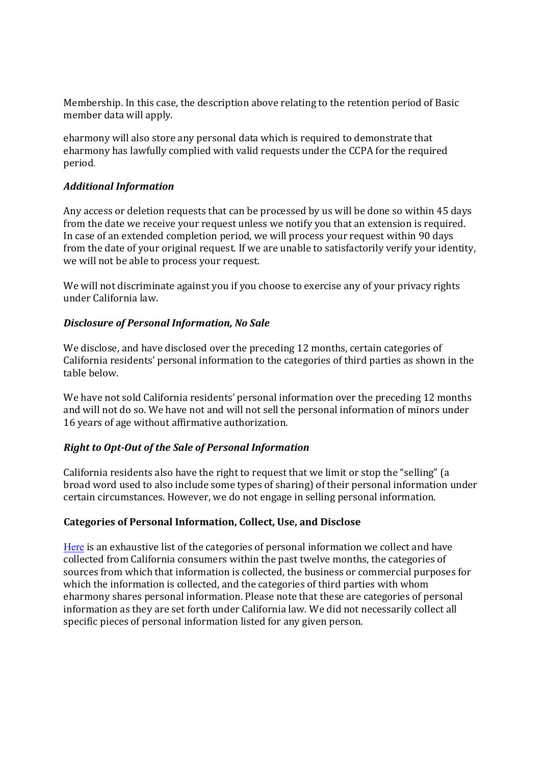Membership. In this case, the description above relating to the retention period of Basic member data will apply.

eharmony will also store any personal data which is required to demonstrate that eharmony has lawfully complied with valid requests under the CCPA for the required period.

***Additional Information***

Any access or deletion requests that can be processed by us will be done so within 45 days from the date we receive your request unless we notify you that an extension is required. In case of an extended completion period, we will process your request within 90 days from the date of your original request. If we are unable to satisfactorily verify your identity, we will not be able to process your request.

We will not discriminate against you if you choose to exercise any of your privacy rights under California law.

***Disclosure of Personal Information, No Sale***

We disclose, and have disclosed over the preceding 12 months, certain categories of California residents' personal information to the categories of third parties as shown in the table below.

We have not sold California residents' personal information over the preceding 12 months and will not do so. We have not and will not sell the personal information of minors under 16 years of age without affirmative authorization.

***Right to Opt-Out of the Sale of Personal Information***

California residents also have the right to request that we limit or stop the "selling" (a broad word used to also include some types of sharing) of their personal information under certain circumstances. However, we do not engage in selling personal information.

**Categories of Personal Information, Collect, Use, and Disclose**

Here is an exhaustive list of the categories of personal information we collect and have collected from California consumers within the past twelve months, the categories of sources from which that information is collected, the business or commercial purposes for which the information is collected, and the categories of third parties with whom eharmony shares personal information. Please note that these are categories of personal information as they are set forth under California law. We did not necessarily collect all specific pieces of personal information listed for any given person.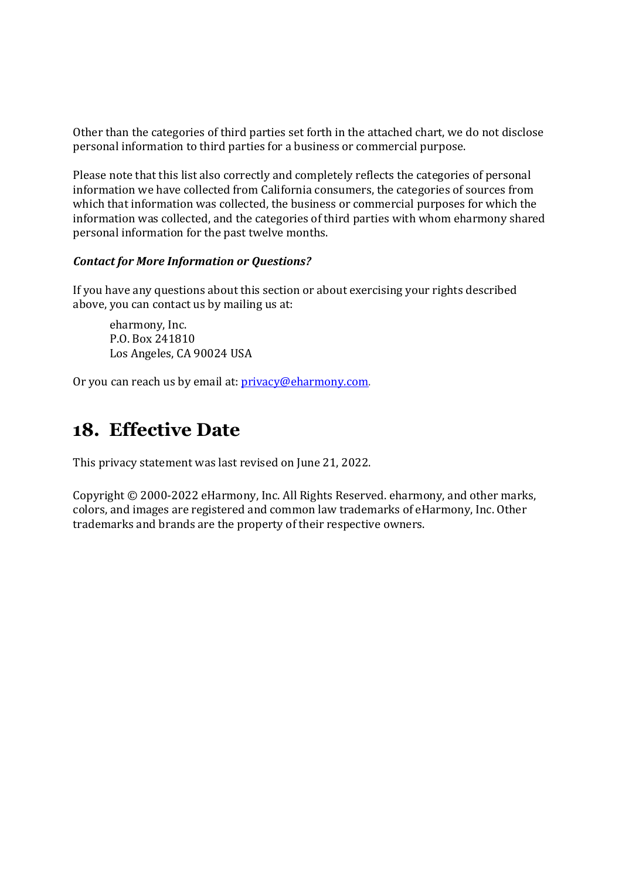Other than the categories of third parties set forth in the attached chart, we do not disclose personal information to third parties for a business or commercial purpose.

Please note that this list also correctly and completely reflects the categories of personal information we have collected from California consumers, the categories of sources from which that information was collected, the business or commercial purposes for which the information was collected, and the categories of third parties with whom eharmony shared personal information for the past twelve months.

***Contact for More Information or Questions?***

If you have any questions about this section or about exercising your rights described above, you can contact us by mailing us at:

> eharmony, Inc.
> P.O. Box 241810
> Los Angeles, CA 90024 USA

Or you can reach us by email at: [privacy@eharmony.com](mailto:privacy@eharmony.com).

## 18. Effective Date

This privacy statement was last revised on June 21, 2022.

Copyright © 2000-2022 eHarmony, Inc. All Rights Reserved. eharmony, and other marks, colors, and images are registered and common law trademarks of eHarmony, Inc. Other trademarks and brands are the property of their respective owners.